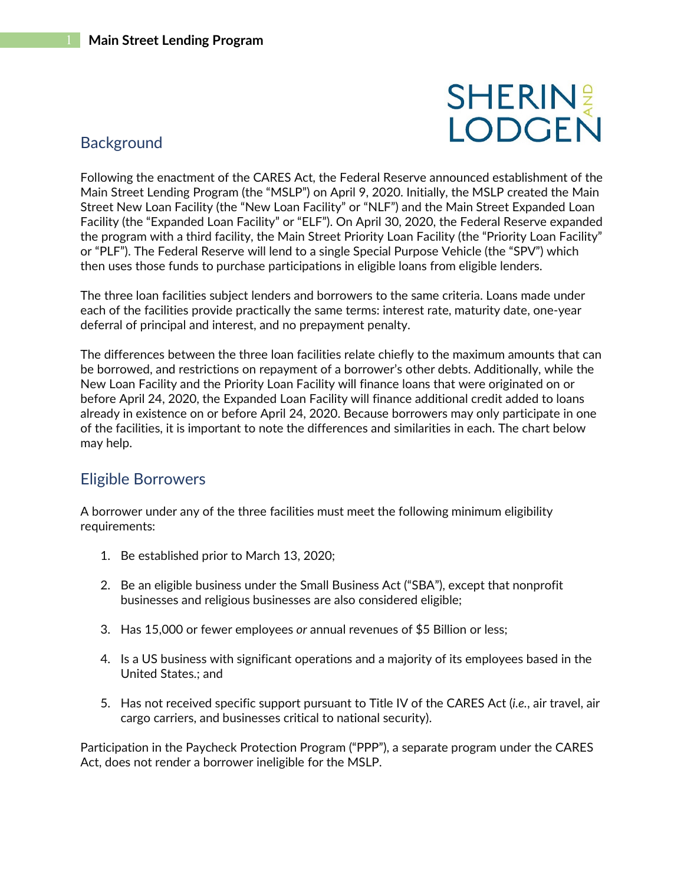## Background

Following the enactment of the CARES Act, the Federal Reserve announced establishment of the Main Street Lending Program (the "MSLP") on April 9, 2020. Initially, the MSLP created the Main Street New Loan Facility (the "New Loan Facility" or "NLF") and the Main Street Expanded Loan Facility (the "Expanded Loan Facility" or "ELF"). On April 30, 2020, the Federal Reserve expanded the program with a third facility, the Main Street Priority Loan Facility (the "Priority Loan Facility" or "PLF"). The Federal Reserve will lend to a single Special Purpose Vehicle (the "SPV") which then uses those funds to purchase participations in eligible loans from eligible lenders.

The three loan facilities subject lenders and borrowers to the same criteria. Loans made under each of the facilities provide practically the same terms: interest rate, maturity date, one-year deferral of principal and interest, and no prepayment penalty.

The differences between the three loan facilities relate chiefly to the maximum amounts that can be borrowed, and restrictions on repayment of a borrower's other debts. Additionally, while the New Loan Facility and the Priority Loan Facility will finance loans that were originated on or before April 24, 2020, the Expanded Loan Facility will finance additional credit added to loans already in existence on or before April 24, 2020. Because borrowers may only participate in one of the facilities, it is important to note the differences and similarities in each. The chart below may help.

## Eligible Borrowers

A borrower under any of the three facilities must meet the following minimum eligibility requirements:

1. Be established prior to March 13, 2020;

2. Be an eligible business under the Small Business Act ("SBA"), except that nonprofit businesses and religious businesses are also considered eligible;

3. Has 15,000 or fewer employees *or* annual revenues of $5 Billion or less;

4. Is a US business with significant operations and a majority of its employees based in the United States.; and

5. Has not received specific support pursuant to Title IV of the CARES Act (*i.e.*, air travel, air cargo carriers, and businesses critical to national security).

Participation in the Paycheck Protection Program ("PPP"), a separate program under the CARES Act, does not render a borrower ineligible for the MSLP.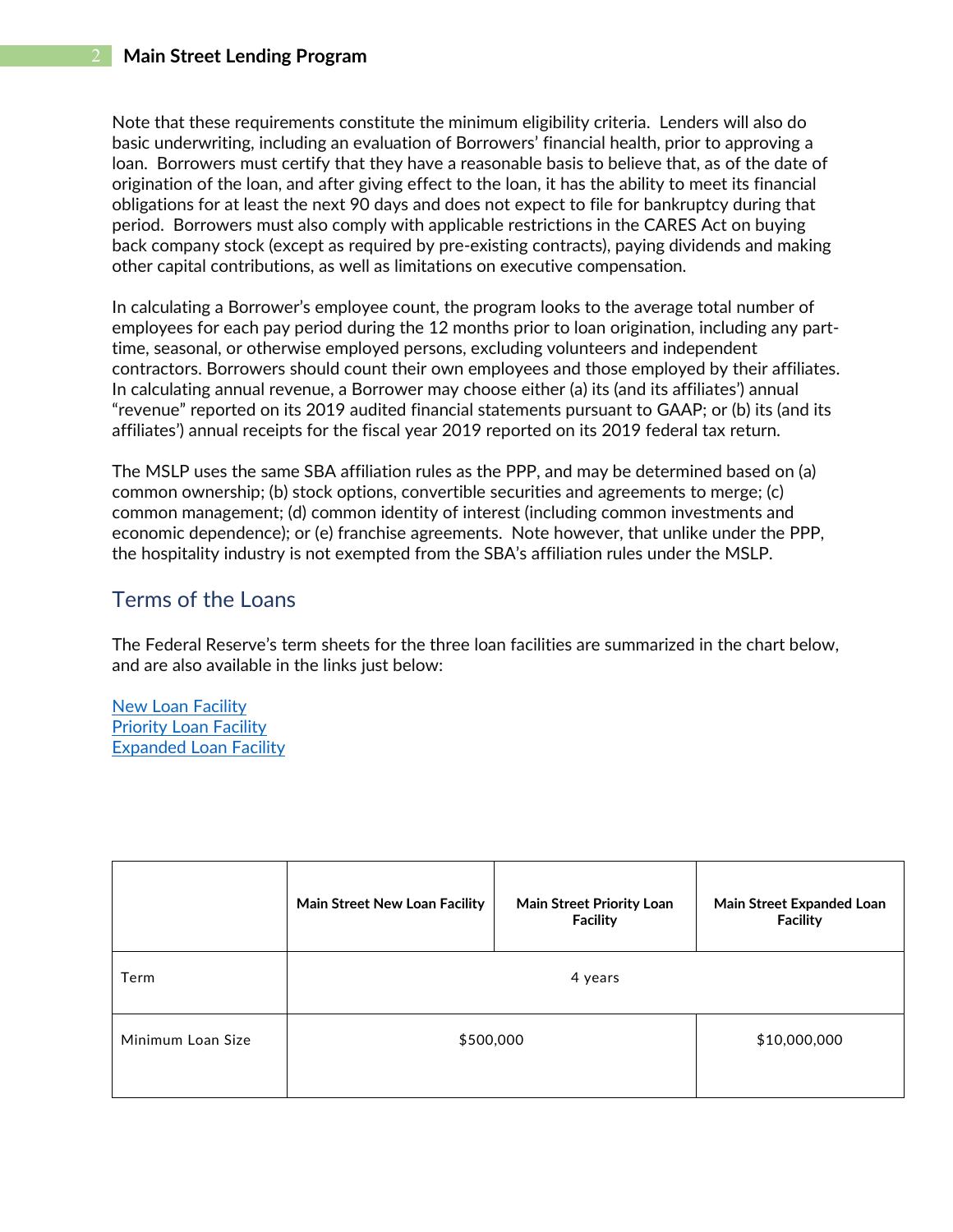Note that these requirements constitute the minimum eligibility criteria. Lenders will also do basic underwriting, including an evaluation of Borrowers' financial health, prior to approving a loan. Borrowers must certify that they have a reasonable basis to believe that, as of the date of origination of the loan, and after giving effect to the loan, it has the ability to meet its financial obligations for at least the next 90 days and does not expect to file for bankruptcy during that period. Borrowers must also comply with applicable restrictions in the CARES Act on buying back company stock (except as required by pre-existing contracts), paying dividends and making other capital contributions, as well as limitations on executive compensation.

In calculating a Borrower's employee count, the program looks to the average total number of employees for each pay period during the 12 months prior to loan origination, including any part-time, seasonal, or otherwise employed persons, excluding volunteers and independent contractors. Borrowers should count their own employees and those employed by their affiliates. In calculating annual revenue, a Borrower may choose either (a) its (and its affiliates') annual "revenue" reported on its 2019 audited financial statements pursuant to GAAP; or (b) its (and its affiliates') annual receipts for the fiscal year 2019 reported on its 2019 federal tax return.

The MSLP uses the same SBA affiliation rules as the PPP, and may be determined based on (a) common ownership; (b) stock options, convertible securities and agreements to merge; (c) common management; (d) common identity of interest (including common investments and economic dependence); or (e) franchise agreements. Note however, that unlike under the PPP, the hospitality industry is not exempted from the SBA's affiliation rules under the MSLP.

## Terms of the Loans

The Federal Reserve's term sheets for the three loan facilities are summarized in the chart below, and are also available in the links just below:

New Loan Facility
Priority Loan Facility
Expanded Loan Facility

| | **Main Street New Loan Facility** | **Main Street Priority Loan Facility** | **Main Street Expanded Loan Facility** |
|---|---|---|---|
| Term | 4 years | | |
| Minimum Loan Size | $500,000 | | $10,000,000 |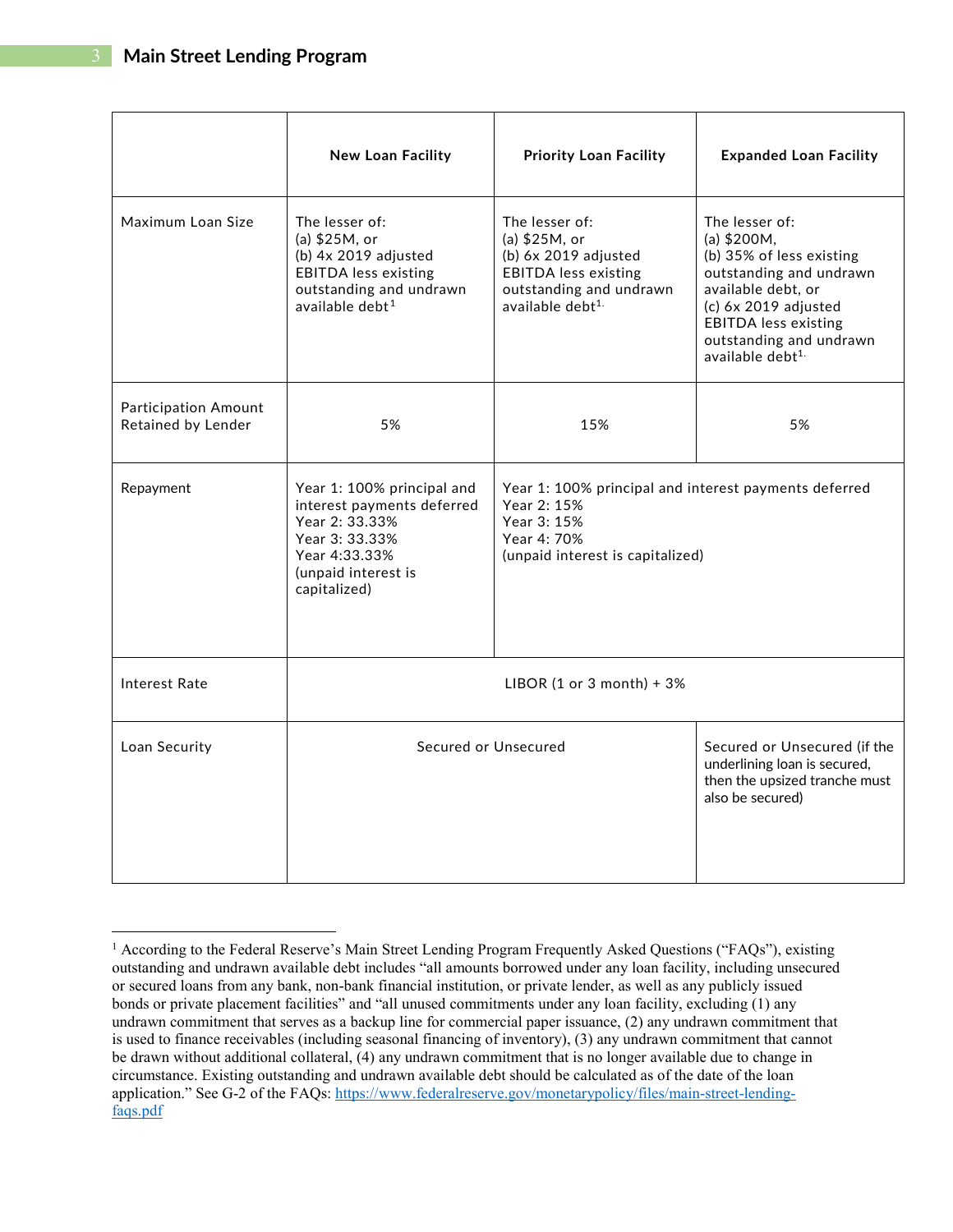## Main Street Lending Program

| | New Loan Facility | Priority Loan Facility | Expanded Loan Facility |
|---|---|---|---|
| Maximum Loan Size | The lesser of:<br>(a) $25M, or<br>(b) 4x 2019 adjusted EBITDA less existing outstanding and undrawn available debt[1] | The lesser of:<br>(a) $25M, or<br>(b) 6x 2019 adjusted EBITDA less existing outstanding and undrawn available debt[1]. | The lesser of:<br>(a) $200M,<br>(b) 35% of less existing outstanding and undrawn available debt, or<br>(c) 6x 2019 adjusted EBITDA less existing outstanding and undrawn available debt[1]. |
| Participation Amount Retained by Lender | 5% | 15% | 5% |
| Repayment | Year 1: 100% principal and interest payments deferred<br>Year 2: 33.33%<br>Year 3: 33.33%<br>Year 4:33.33%<br>(unpaid interest is capitalized) | Year 1: 100% principal and interest payments deferred<br>Year 2: 15%<br>Year 3: 15%<br>Year 4: 70%<br>(unpaid interest is capitalized) | |
| Interest Rate | LIBOR (1 or 3 month) + 3% | | |
| Loan Security | Secured or Unsecured | | Secured or Unsecured (if the underlining loan is secured, then the upsized tranche must also be secured) |

[1] According to the Federal Reserve's Main Street Lending Program Frequently Asked Questions ("FAQs"), existing outstanding and undrawn available debt includes "all amounts borrowed under any loan facility, including unsecured or secured loans from any bank, non-bank financial institution, or private lender, as well as any publicly issued bonds or private placement facilities" and "all unused commitments under any loan facility, excluding (1) any undrawn commitment that serves as a backup line for commercial paper issuance, (2) any undrawn commitment that is used to finance receivables (including seasonal financing of inventory), (3) any undrawn commitment that cannot be drawn without additional collateral, (4) any undrawn commitment that is no longer available due to change in circumstance. Existing outstanding and undrawn available debt should be calculated as of the date of the loan application." See G-2 of the FAQs: https://www.federalreserve.gov/monetarypolicy/files/main-street-lending-faqs.pdf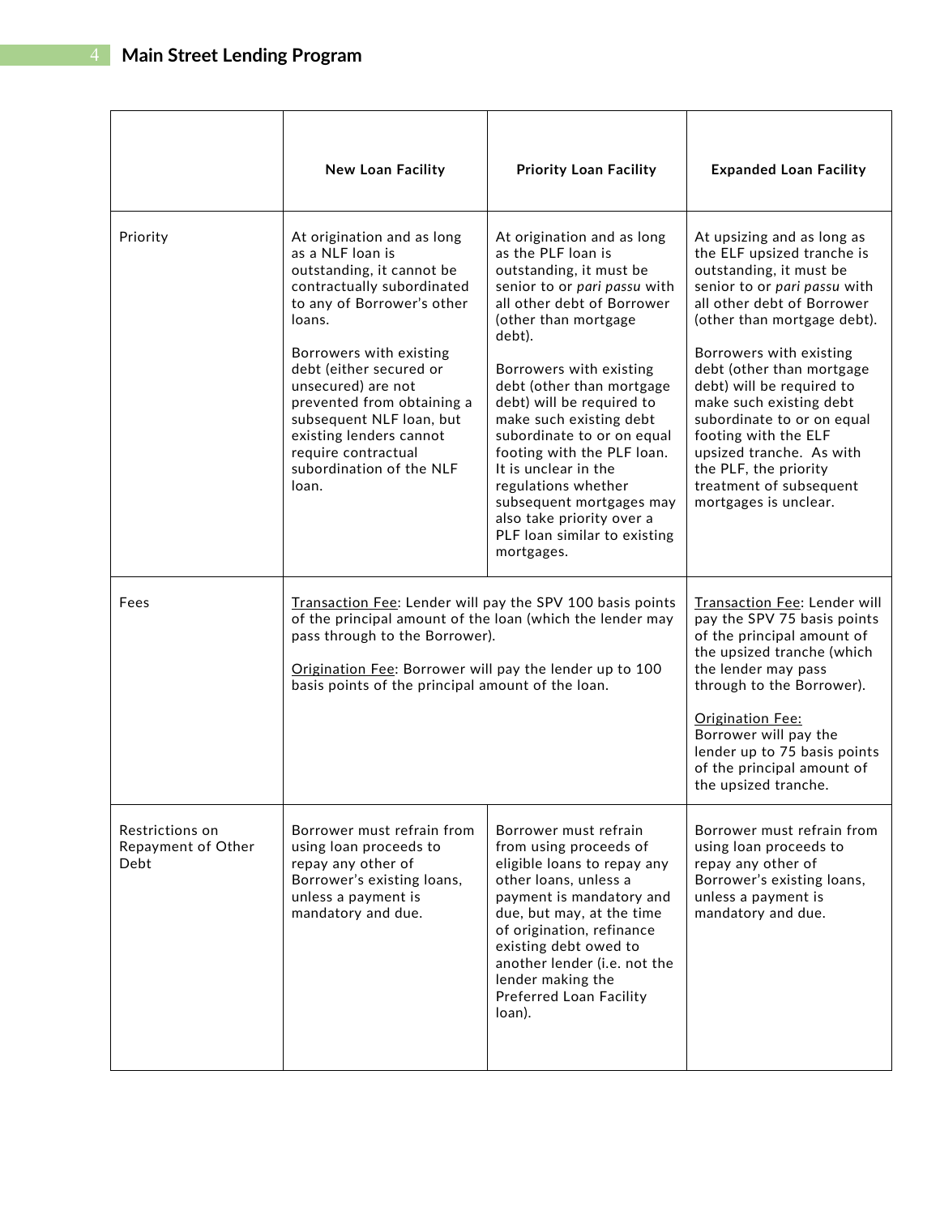| | New Loan Facility | Priority Loan Facility | Expanded Loan Facility |
|---|---|---|---|
| Priority | At origination and as long as a NLF loan is outstanding, it cannot be contractually subordinated to any of Borrower's other loans.<br><br>Borrowers with existing debt (either secured or unsecured) are not prevented from obtaining a subsequent NLF loan, but existing lenders cannot require contractual subordination of the NLF loan. | At origination and as long as the PLF loan is outstanding, it must be senior to or *pari passu* with all other debt of Borrower (other than mortgage debt).<br><br>Borrowers with existing debt (other than mortgage debt) will be required to make such existing debt subordinate to or on equal footing with the PLF loan. It is unclear in the regulations whether subsequent mortgages may also take priority over a PLF loan similar to existing mortgages. | At upsizing and as long as the ELF upsized tranche is outstanding, it must be senior to or *pari passu* with all other debt of Borrower (other than mortgage debt).<br><br>Borrowers with existing debt (other than mortgage debt) will be required to make such existing debt subordinate to or on equal footing with the ELF upsized tranche. As with the PLF, the priority treatment of subsequent mortgages is unclear. |
| Fees | Transaction Fee: Lender will pay the SPV 100 basis points of the principal amount of the loan (which the lender may pass through to the Borrower).<br><br>Origination Fee: Borrower will pay the lender up to 100 basis points of the principal amount of the loan. | | Transaction Fee: Lender will pay the SPV 75 basis points of the principal amount of the upsized tranche (which the lender may pass through to the Borrower).<br><br>Origination Fee: Borrower will pay the lender up to 75 basis points of the principal amount of the upsized tranche. |
| Restrictions on Repayment of Other Debt | Borrower must refrain from using loan proceeds to repay any other of Borrower's existing loans, unless a payment is mandatory and due. | Borrower must refrain from using proceeds of eligible loans to repay any other loans, unless a payment is mandatory and due, but may, at the time of origination, refinance existing debt owed to another lender (i.e. not the lender making the Preferred Loan Facility loan). | Borrower must refrain from using loan proceeds to repay any other of Borrower's existing loans, unless a payment is mandatory and due. |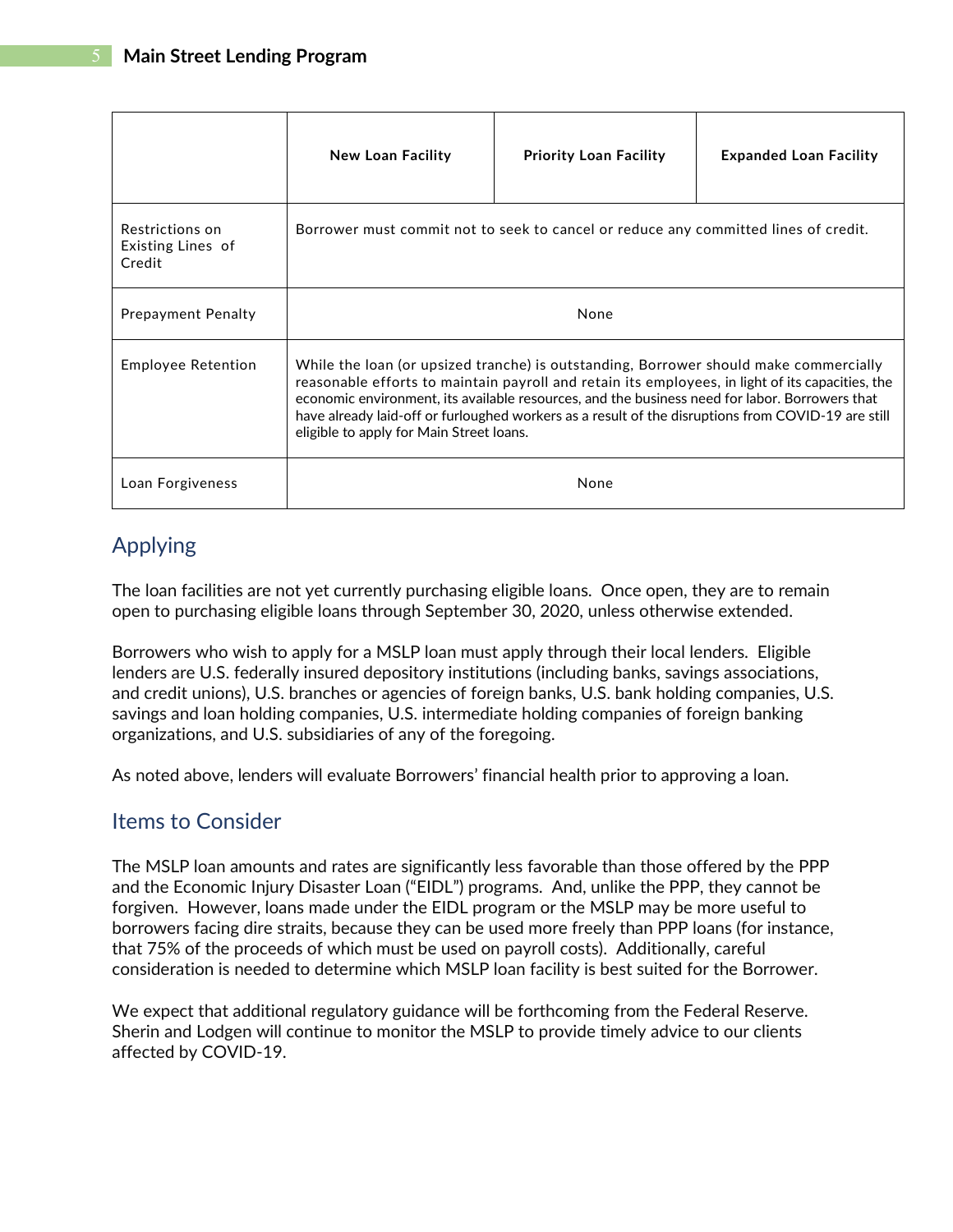| | New Loan Facility | Priority Loan Facility | Expanded Loan Facility |
|---|---|---|---|
| Restrictions on Existing Lines of Credit | Borrower must commit not to seek to cancel or reduce any committed lines of credit. | | |
| Prepayment Penalty | None | | |
| Employee Retention | While the loan (or upsized tranche) is outstanding, Borrower should make commercially reasonable efforts to maintain payroll and retain its employees, in light of its capacities, the economic environment, its available resources, and the business need for labor. Borrowers that have already laid-off or furloughed workers as a result of the disruptions from COVID-19 are still eligible to apply for Main Street loans. | | |
| Loan Forgiveness | None | | |

## Applying

The loan facilities are not yet currently purchasing eligible loans. Once open, they are to remain open to purchasing eligible loans through September 30, 2020, unless otherwise extended.

Borrowers who wish to apply for a MSLP loan must apply through their local lenders. Eligible lenders are U.S. federally insured depository institutions (including banks, savings associations, and credit unions), U.S. branches or agencies of foreign banks, U.S. bank holding companies, U.S. savings and loan holding companies, U.S. intermediate holding companies of foreign banking organizations, and U.S. subsidiaries of any of the foregoing.

As noted above, lenders will evaluate Borrowers' financial health prior to approving a loan.

## Items to Consider

The MSLP loan amounts and rates are significantly less favorable than those offered by the PPP and the Economic Injury Disaster Loan ("EIDL") programs. And, unlike the PPP, they cannot be forgiven. However, loans made under the EIDL program or the MSLP may be more useful to borrowers facing dire straits, because they can be used more freely than PPP loans (for instance, that 75% of the proceeds of which must be used on payroll costs). Additionally, careful consideration is needed to determine which MSLP loan facility is best suited for the Borrower.

We expect that additional regulatory guidance will be forthcoming from the Federal Reserve. Sherin and Lodgen will continue to monitor the MSLP to provide timely advice to our clients affected by COVID-19.